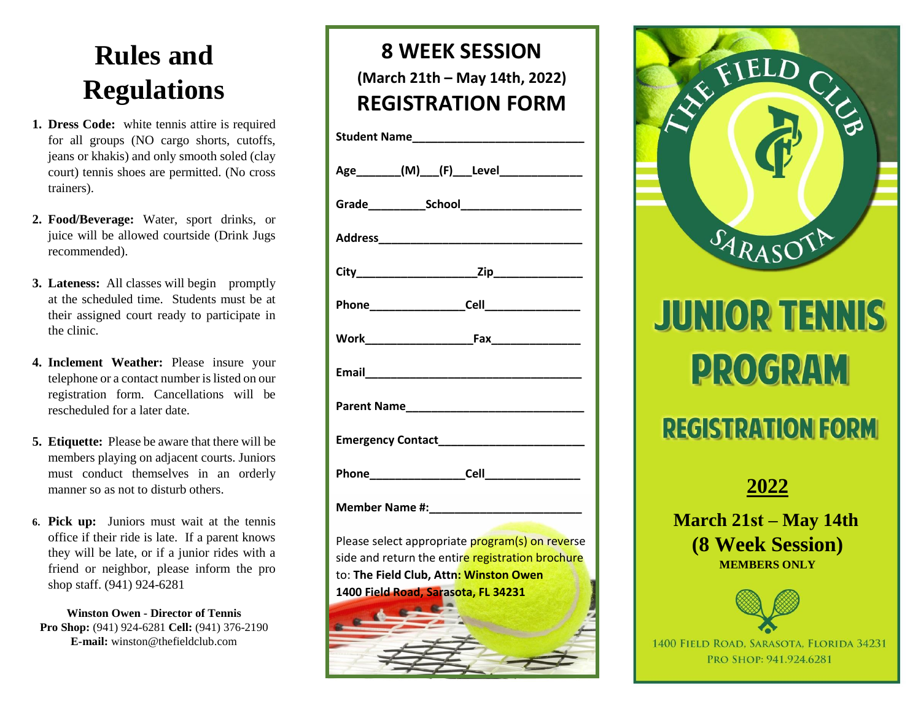# Rules and Regulations

1. **Dress Code:** white tennis attire is required for all groups (NO cargo shorts, cutoffs, jeans or khakis) and only smooth soled (clay court) tennis shoes are permitted. (No cross trainers).

2. **Food/Beverage:** Water, sport drinks, or juice will be allowed courtside (Drink Jugs recommended).

3. **Lateness:** All classes will begin promptly at the scheduled time. Students must be at their assigned court ready to participate in the clinic.

4. **Inclement Weather:** Please insure your telephone or a contact number is listed on our registration form. Cancellations will be rescheduled for a later date.

5. **Etiquette:** Please be aware that there will be members playing on adjacent courts. Juniors must conduct themselves in an orderly manner so as not to disturb others.

6. **Pick up:** Juniors must wait at the tennis office if their ride is late. If a parent knows they will be late, or if a junior rides with a friend or neighbor, please inform the pro shop staff. (941) 924-6281

**Winston Owen - Director of Tennis**
**Pro Shop:** (941) 924-6281 **Cell:** (941) 376-2190
**E-mail:** winston@thefieldclub.com

# 8 WEEK SESSION

**(March 21th – May 14th, 2022)**

# REGISTRATION FORM

**Student Name**___________________________

**Age**_______**(M)**___**(F)**___**Level**_____________

**Grade**_________**School**___________________

**Address**________________________________

**City**___________________**Zip**______________

**Phone**_______________**Cell**_______________

**Work**_________________**Fax**______________

**Email**__________________________________

**Parent Name**____________________________

**Emergency Contact**_______________________

**Phone**_______________**Cell**_______________

**Member Name #:**________________________

Please select appropriate program(s) on reverse side and return the entire registration brochure to: **The Field Club, Attn: Winston Owen**
**1400 Field Road, Sarasota, FL 34231**

THE FIELD CLUB
SARASOTA

# JUNIOR TENNIS PROGRAM

## REGISTRATION FORM

**2022**

**March 21st – May 14th**
**(8 Week Session)**
**MEMBERS ONLY**

1400 Field Road, Sarasota, Florida 34231
Pro Shop: 941.924.6281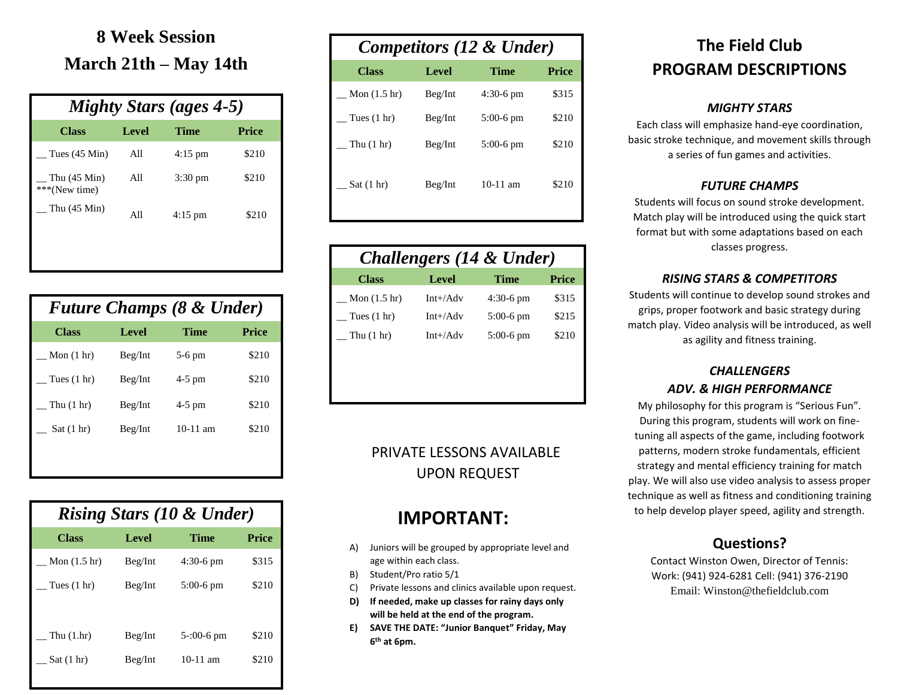# 8 Week Session
# March 21th – May 14th

## *Mighty Stars (ages 4-5)*

| Class | Level | Time | Price |
|---|---|---|---|
| __ Tues (45 Min) | All | 4:15 pm | $210 |
| __ Thu (45 Min) ***(New time) | All | 3:30 pm | $210 |
| __ Thu (45 Min) | All | 4:15 pm | $210 |

## *Future Champs (8 & Under)*

| Class | Level | Time | Price |
|---|---|---|---|
| __ Mon (1 hr) | Beg/Int | 5-6 pm | $210 |
| __ Tues (1 hr) | Beg/Int | 4-5 pm | $210 |
| __ Thu (1 hr) | Beg/Int | 4-5 pm | $210 |
| __ Sat (1 hr) | Beg/Int | 10-11 am | $210 |

## *Rising Stars (10 & Under)*

| Class | Level | Time | Price |
|---|---|---|---|
| __ Mon (1.5 hr) | Beg/Int | 4:30-6 pm | $315 |
| __ Tues (1 hr) | Beg/Int | 5:00-6 pm | $210 |
| __ Thu (1.hr) | Beg/Int | 5-:00-6 pm | $210 |
| __ Sat (1 hr) | Beg/Int | 10-11 am | $210 |

## *Competitors (12 & Under)*

| Class | Level | Time | Price |
|---|---|---|---|
| __ Mon (1.5 hr) | Beg/Int | 4:30-6 pm | $315 |
| __ Tues (1 hr) | Beg/Int | 5:00-6 pm | $210 |
| __ Thu (1 hr) | Beg/Int | 5:00-6 pm | $210 |
| __ Sat (1 hr) | Beg/Int | 10-11 am | $210 |

## *Challengers (14 & Under)*

| Class | Level | Time | Price |
|---|---|---|---|
| __ Mon (1.5 hr) | Int+/Adv | 4:30-6 pm | $315 |
| __ Tues (1 hr) | Int+/Adv | 5:00-6 pm | $215 |
| __ Thu (1 hr) | Int+/Adv | 5:00-6 pm | $210 |

PRIVATE LESSONS AVAILABLE
UPON REQUEST

## IMPORTANT:

A) Juniors will be grouped by appropriate level and age within each class.
B) Student/Pro ratio 5/1
C) Private lessons and clinics available upon request.
D) **If needed, make up classes for rainy days only will be held at the end of the program.**
E) **SAVE THE DATE: "Junior Banquet" Friday, May 6th at 6pm.**

# The Field Club
# PROGRAM DESCRIPTIONS

### *MIGHTY STARS*

Each class will emphasize hand-eye coordination, basic stroke technique, and movement skills through a series of fun games and activities.

### *FUTURE CHAMPS*

Students will focus on sound stroke development. Match play will be introduced using the quick start format but with some adaptations based on each classes progress.

### *RISING STARS & COMPETITORS*

Students will continue to develop sound strokes and grips, proper footwork and basic strategy during match play. Video analysis will be introduced, as well as agility and fitness training.

### *CHALLENGERS*
### *ADV. & HIGH PERFORMANCE*

My philosophy for this program is "Serious Fun". During this program, students will work on fine-tuning all aspects of the game, including footwork patterns, modern stroke fundamentals, efficient strategy and mental efficiency training for match play. We will also use video analysis to assess proper technique as well as fitness and conditioning training to help develop player speed, agility and strength.

## Questions?

Contact Winston Owen, Director of Tennis:
Work: (941) 924-6281 Cell: (941) 376-2190
Email: Winston@thefieldclub.com